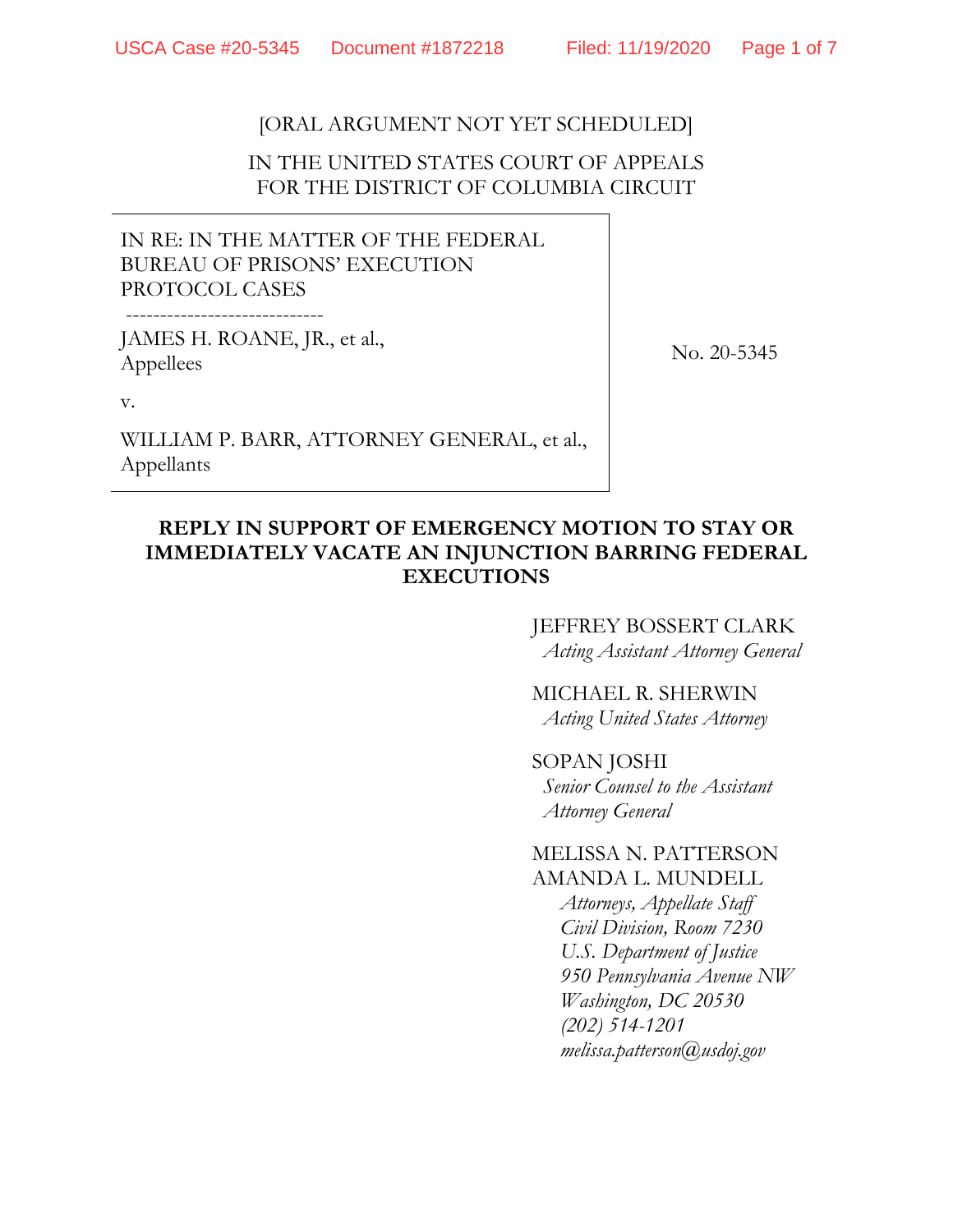[ORAL ARGUMENT NOT YET SCHEDULED]

IN THE UNITED STATES COURT OF APPEALS
FOR THE DISTRICT OF COLUMBIA CIRCUIT

| | |
|---|---|
| IN RE: IN THE MATTER OF THE FEDERAL BUREAU OF PRISONS' EXECUTION PROTOCOL CASES<br>-----------------------------<br>JAMES H. ROANE, JR., et al.,<br>Appellees<br><br>v.<br><br>WILLIAM P. BARR, ATTORNEY GENERAL, et al.,<br>Appellants | No. 20-5345 |

**REPLY IN SUPPORT OF EMERGENCY MOTION TO STAY OR IMMEDIATELY VACATE AN INJUNCTION BARRING FEDERAL EXECUTIONS**

JEFFREY BOSSERT CLARK
*Acting Assistant Attorney General*

MICHAEL R. SHERWIN
*Acting United States Attorney*

SOPAN JOSHI
*Senior Counsel to the Assistant Attorney General*

MELISSA N. PATTERSON
AMANDA L. MUNDELL
*Attorneys, Appellate Staff*
*Civil Division, Room 7230*
*U.S. Department of Justice*
*950 Pennsylvania Avenue NW*
*Washington, DC 20530*
*(202) 514-1201*
*melissa.patterson@usdoj.gov*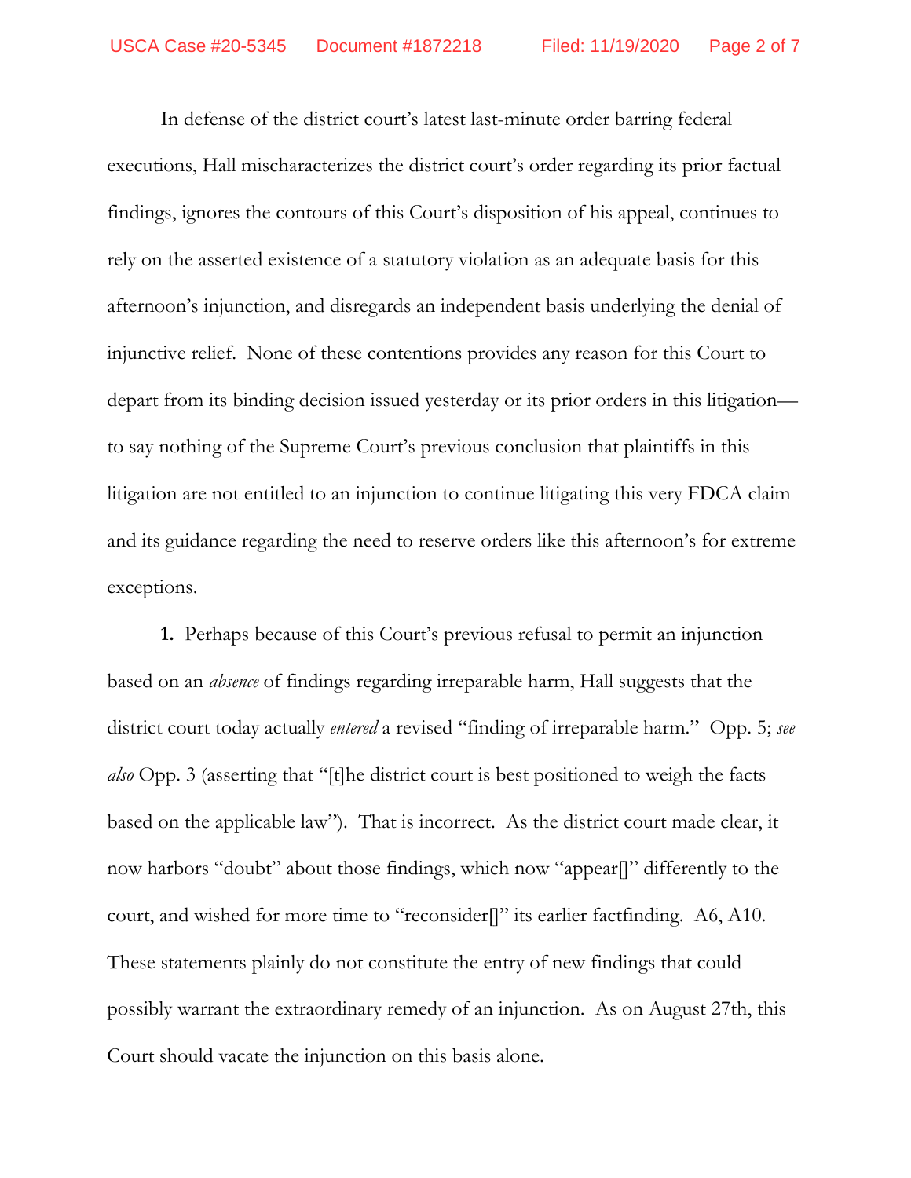In defense of the district court's latest last-minute order barring federal executions, Hall mischaracterizes the district court's order regarding its prior factual findings, ignores the contours of this Court's disposition of his appeal, continues to rely on the asserted existence of a statutory violation as an adequate basis for this afternoon's injunction, and disregards an independent basis underlying the denial of injunctive relief. None of these contentions provides any reason for this Court to depart from its binding decision issued yesterday or its prior orders in this litigation—to say nothing of the Supreme Court's previous conclusion that plaintiffs in this litigation are not entitled to an injunction to continue litigating this very FDCA claim and its guidance regarding the need to reserve orders like this afternoon's for extreme exceptions.

**1.** Perhaps because of this Court's previous refusal to permit an injunction based on an *absence* of findings regarding irreparable harm, Hall suggests that the district court today actually *entered* a revised "finding of irreparable harm." Opp. 5; *see also* Opp. 3 (asserting that "[t]he district court is best positioned to weigh the facts based on the applicable law"). That is incorrect. As the district court made clear, it now harbors "doubt" about those findings, which now "appear[]" differently to the court, and wished for more time to "reconsider[]" its earlier factfinding. A6, A10. These statements plainly do not constitute the entry of new findings that could possibly warrant the extraordinary remedy of an injunction. As on August 27th, this Court should vacate the injunction on this basis alone.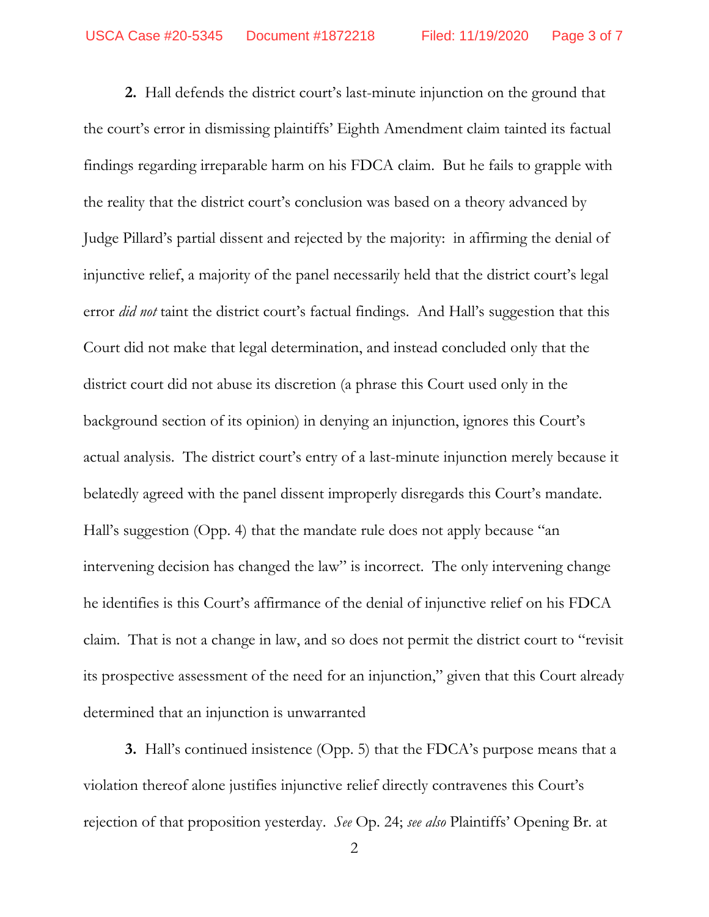**2.** Hall defends the district court's last-minute injunction on the ground that the court's error in dismissing plaintiffs' Eighth Amendment claim tainted its factual findings regarding irreparable harm on his FDCA claim. But he fails to grapple with the reality that the district court's conclusion was based on a theory advanced by Judge Pillard's partial dissent and rejected by the majority: in affirming the denial of injunctive relief, a majority of the panel necessarily held that the district court's legal error *did not* taint the district court's factual findings. And Hall's suggestion that this Court did not make that legal determination, and instead concluded only that the district court did not abuse its discretion (a phrase this Court used only in the background section of its opinion) in denying an injunction, ignores this Court's actual analysis. The district court's entry of a last-minute injunction merely because it belatedly agreed with the panel dissent improperly disregards this Court's mandate. Hall's suggestion (Opp. 4) that the mandate rule does not apply because "an intervening decision has changed the law" is incorrect. The only intervening change he identifies is this Court's affirmance of the denial of injunctive relief on his FDCA claim. That is not a change in law, and so does not permit the district court to "revisit its prospective assessment of the need for an injunction," given that this Court already determined that an injunction is unwarranted

**3.** Hall's continued insistence (Opp. 5) that the FDCA's purpose means that a violation thereof alone justifies injunctive relief directly contravenes this Court's rejection of that proposition yesterday. *See* Op. 24; *see also* Plaintiffs' Opening Br. at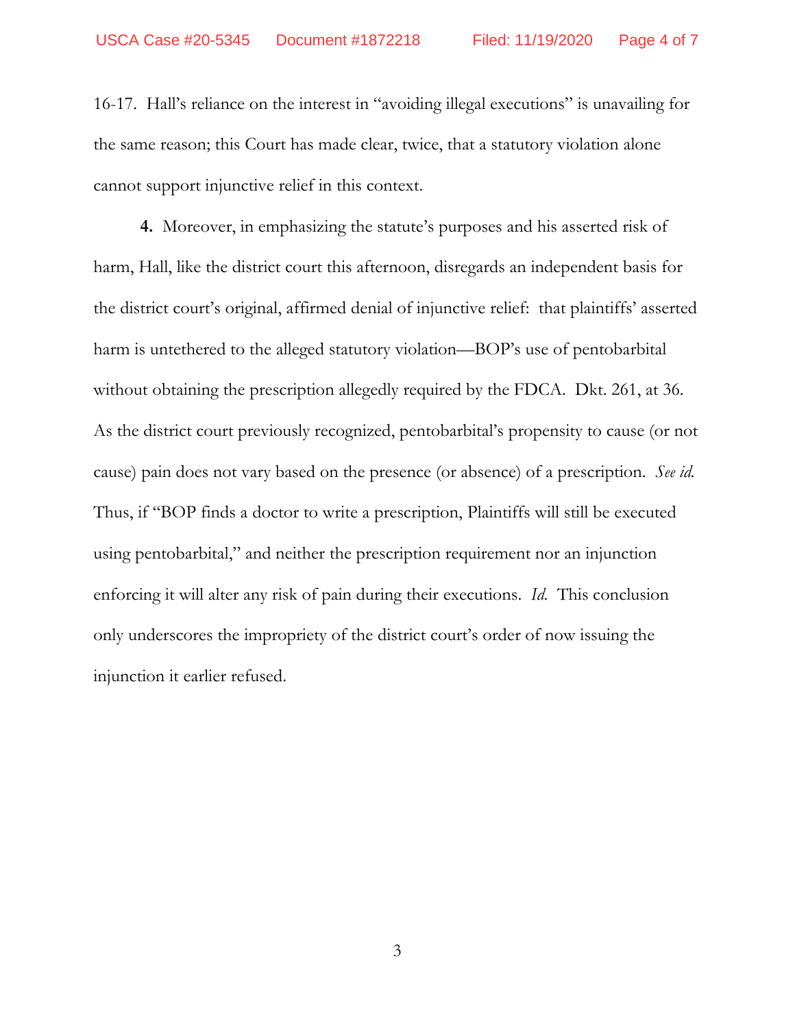16-17. Hall's reliance on the interest in "avoiding illegal executions" is unavailing for the same reason; this Court has made clear, twice, that a statutory violation alone cannot support injunctive relief in this context.

**4.** Moreover, in emphasizing the statute's purposes and his asserted risk of harm, Hall, like the district court this afternoon, disregards an independent basis for the district court's original, affirmed denial of injunctive relief: that plaintiffs' asserted harm is untethered to the alleged statutory violation—BOP's use of pentobarbital without obtaining the prescription allegedly required by the FDCA. Dkt. 261, at 36. As the district court previously recognized, pentobarbital's propensity to cause (or not cause) pain does not vary based on the presence (or absence) of a prescription. *See id.* Thus, if "BOP finds a doctor to write a prescription, Plaintiffs will still be executed using pentobarbital," and neither the prescription requirement nor an injunction enforcing it will alter any risk of pain during their executions. *Id.* This conclusion only underscores the impropriety of the district court's order of now issuing the injunction it earlier refused.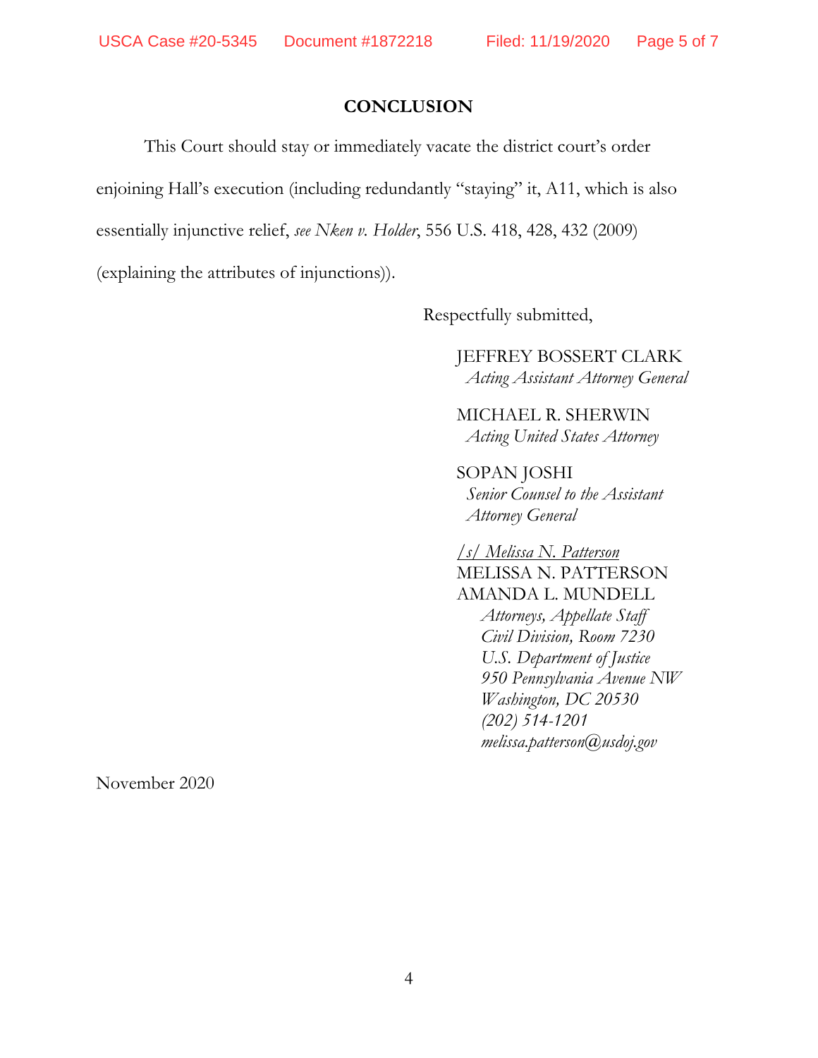## CONCLUSION

This Court should stay or immediately vacate the district court's order enjoining Hall's execution (including redundantly "staying" it, A11, which is also essentially injunctive relief, *see Nken v. Holder*, 556 U.S. 418, 428, 432 (2009) (explaining the attributes of injunctions)).

Respectfully submitted,

JEFFREY BOSSERT CLARK
*Acting Assistant Attorney General*

MICHAEL R. SHERWIN
*Acting United States Attorney*

SOPAN JOSHI
*Senior Counsel to the Assistant Attorney General*

*/s/ Melissa N. Patterson*
MELISSA N. PATTERSON
AMANDA L. MUNDELL
*Attorneys, Appellate Staff*
*Civil Division, Room 7230*
*U.S. Department of Justice*
*950 Pennsylvania Avenue NW*
*Washington, DC 20530*
*(202) 514-1201*
*melissa.patterson@usdoj.gov*

November 2020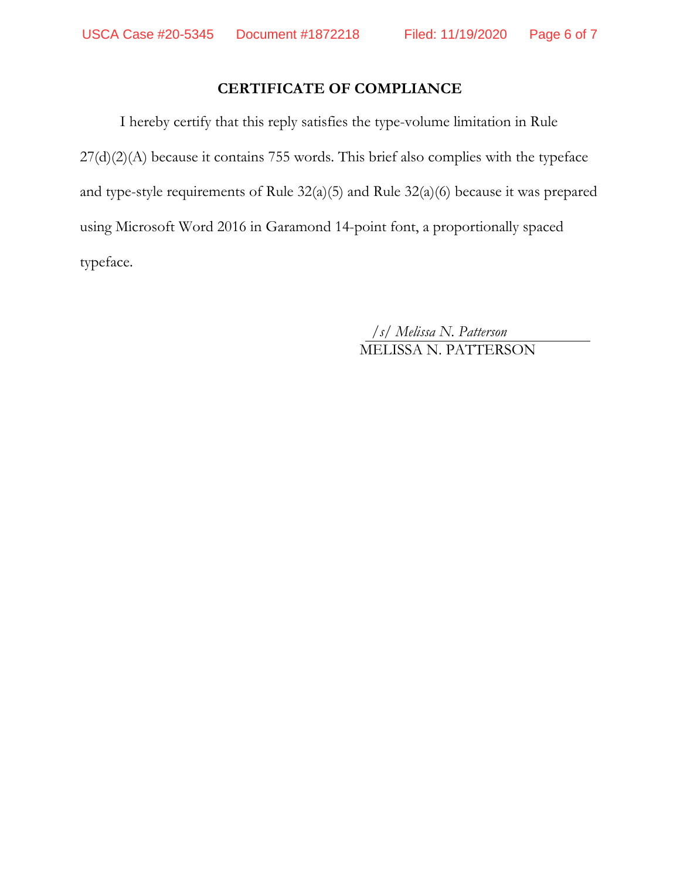## CERTIFICATE OF COMPLIANCE

I hereby certify that this reply satisfies the type-volume limitation in Rule 27(d)(2)(A) because it contains 755 words. This brief also complies with the typeface and type-style requirements of Rule 32(a)(5) and Rule 32(a)(6) because it was prepared using Microsoft Word 2016 in Garamond 14-point font, a proportionally spaced typeface.

*/s/ Melissa N. Patterson*
MELISSA N. PATTERSON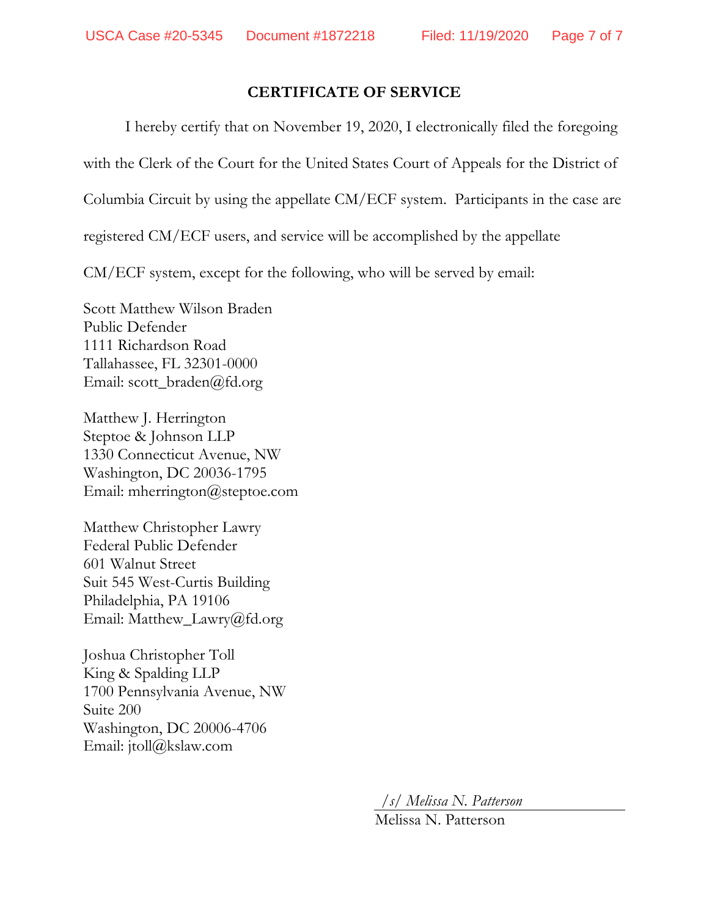## CERTIFICATE OF SERVICE

I hereby certify that on November 19, 2020, I electronically filed the foregoing with the Clerk of the Court for the United States Court of Appeals for the District of Columbia Circuit by using the appellate CM/ECF system. Participants in the case are registered CM/ECF users, and service will be accomplished by the appellate CM/ECF system, except for the following, who will be served by email:

Scott Matthew Wilson Braden
Public Defender
1111 Richardson Road
Tallahassee, FL 32301-0000
Email: scott_braden@fd.org

Matthew J. Herrington
Steptoe & Johnson LLP
1330 Connecticut Avenue, NW
Washington, DC 20036-1795
Email: mherrington@steptoe.com

Matthew Christopher Lawry
Federal Public Defender
601 Walnut Street
Suit 545 West-Curtis Building
Philadelphia, PA 19106
Email: Matthew_Lawry@fd.org

Joshua Christopher Toll
King & Spalding LLP
1700 Pennsylvania Avenue, NW
Suite 200
Washington, DC 20006-4706
Email: jtoll@kslaw.com

*/s/ Melissa N. Patterson*
Melissa N. Patterson